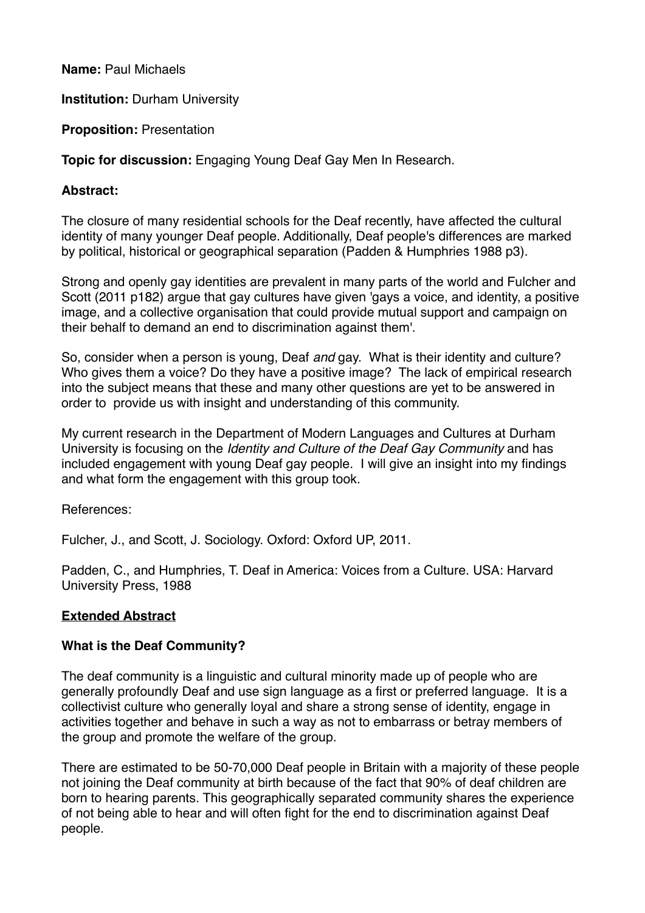**Name:** Paul Michaels

**Institution:** Durham University

**Proposition:** Presentation

**Topic for discussion:** Engaging Young Deaf Gay Men In Research.

**Abstract:**

The closure of many residential schools for the Deaf recently, have affected the cultural identity of many younger Deaf people. Additionally, Deaf people's differences are marked by political, historical or geographical separation (Padden & Humphries 1988 p3).

Strong and openly gay identities are prevalent in many parts of the world and Fulcher and Scott (2011 p182) argue that gay cultures have given 'gays a voice, and identity, a positive image, and a collective organisation that could provide mutual support and campaign on their behalf to demand an end to discrimination against them'.

So, consider when a person is young, Deaf *and* gay. What is their identity and culture? Who gives them a voice? Do they have a positive image? The lack of empirical research into the subject means that these and many other questions are yet to be answered in order to provide us with insight and understanding of this community.

My current research in the Department of Modern Languages and Cultures at Durham University is focusing on the *Identity and Culture of the Deaf Gay Community* and has included engagement with young Deaf gay people. I will give an insight into my findings and what form the engagement with this group took.

References:

Fulcher, J., and Scott, J. Sociology. Oxford: Oxford UP, 2011.

Padden, C., and Humphries, T. Deaf in America: Voices from a Culture. USA: Harvard University Press, 1988

**Extended Abstract**

**What is the Deaf Community?**

The deaf community is a linguistic and cultural minority made up of people who are generally profoundly Deaf and use sign language as a first or preferred language. It is a collectivist culture who generally loyal and share a strong sense of identity, engage in activities together and behave in such a way as not to embarrass or betray members of the group and promote the welfare of the group.

There are estimated to be 50-70,000 Deaf people in Britain with a majority of these people not joining the Deaf community at birth because of the fact that 90% of deaf children are born to hearing parents. This geographically separated community shares the experience of not being able to hear and will often fight for the end to discrimination against Deaf people.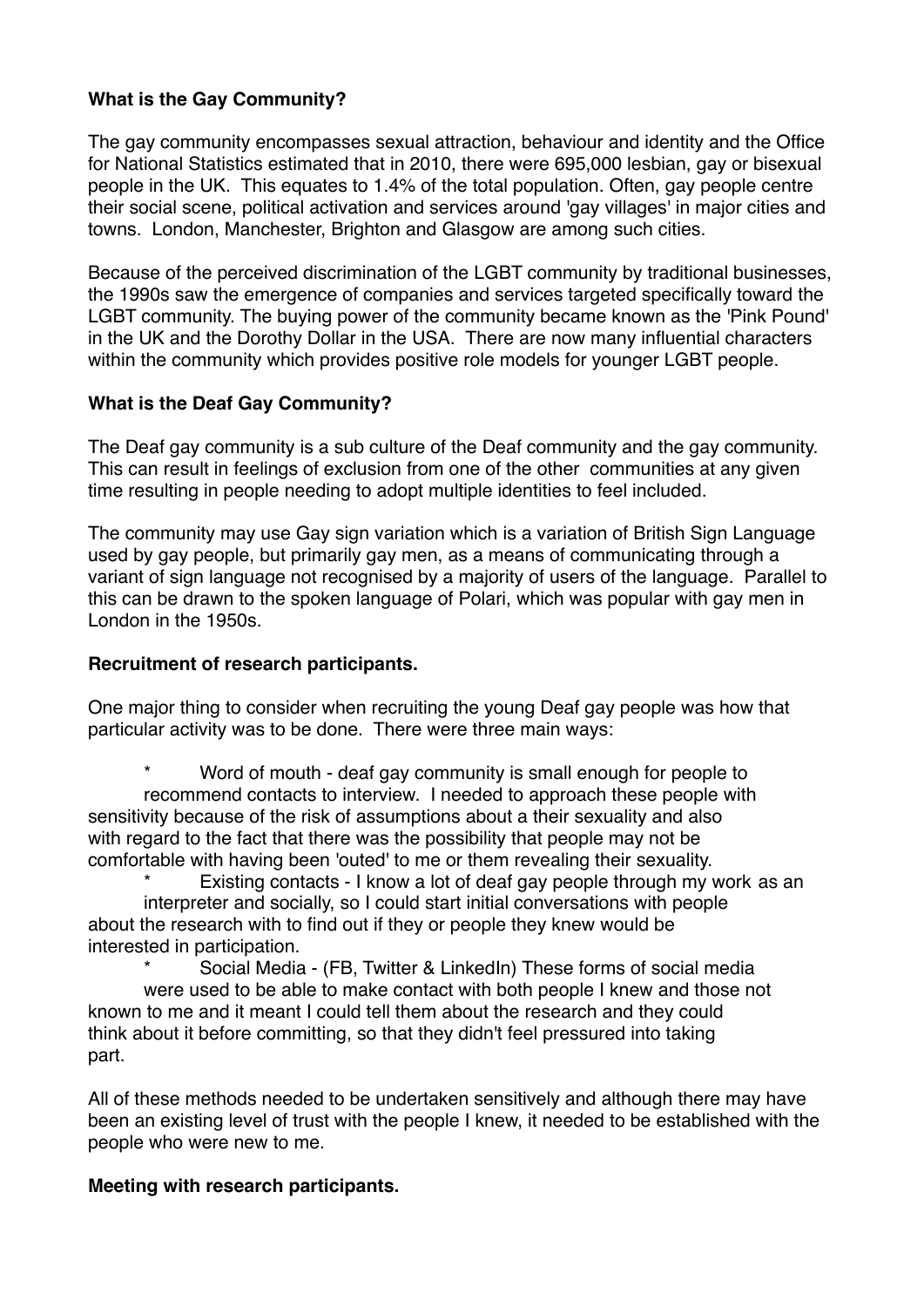**What is the Gay Community?**

The gay community encompasses sexual attraction, behaviour and identity and the Office for National Statistics estimated that in 2010, there were 695,000 lesbian, gay or bisexual people in the UK. This equates to 1.4% of the total population. Often, gay people centre their social scene, political activation and services around 'gay villages' in major cities and towns. London, Manchester, Brighton and Glasgow are among such cities.

Because of the perceived discrimination of the LGBT community by traditional businesses, the 1990s saw the emergence of companies and services targeted specifically toward the LGBT community. The buying power of the community became known as the 'Pink Pound' in the UK and the Dorothy Dollar in the USA. There are now many influential characters within the community which provides positive role models for younger LGBT people.

**What is the Deaf Gay Community?**

The Deaf gay community is a sub culture of the Deaf community and the gay community. This can result in feelings of exclusion from one of the other communities at any given time resulting in people needing to adopt multiple identities to feel included.

The community may use Gay sign variation which is a variation of British Sign Language used by gay people, but primarily gay men, as a means of communicating through a variant of sign language not recognised by a majority of users of the language. Parallel to this can be drawn to the spoken language of Polari, which was popular with gay men in London in the 1950s.

**Recruitment of research participants.**

One major thing to consider when recruiting the young Deaf gay people was how that particular activity was to be done. There were three main ways:

* Word of mouth - deaf gay community is small enough for people to recommend contacts to interview. I needed to approach these people with sensitivity because of the risk of assumptions about a their sexuality and also with regard to the fact that there was the possibility that people may not be comfortable with having been 'outed' to me or them revealing their sexuality.
* Existing contacts - I know a lot of deaf gay people through my work as an interpreter and socially, so I could start initial conversations with people about the research with to find out if they or people they knew would be interested in participation.
* Social Media - (FB, Twitter & LinkedIn) These forms of social media were used to be able to make contact with both people I knew and those not known to me and it meant I could tell them about the research and they could think about it before committing, so that they didn't feel pressured into taking part.

All of these methods needed to be undertaken sensitively and although there may have been an existing level of trust with the people I knew, it needed to be established with the people who were new to me.

**Meeting with research participants.**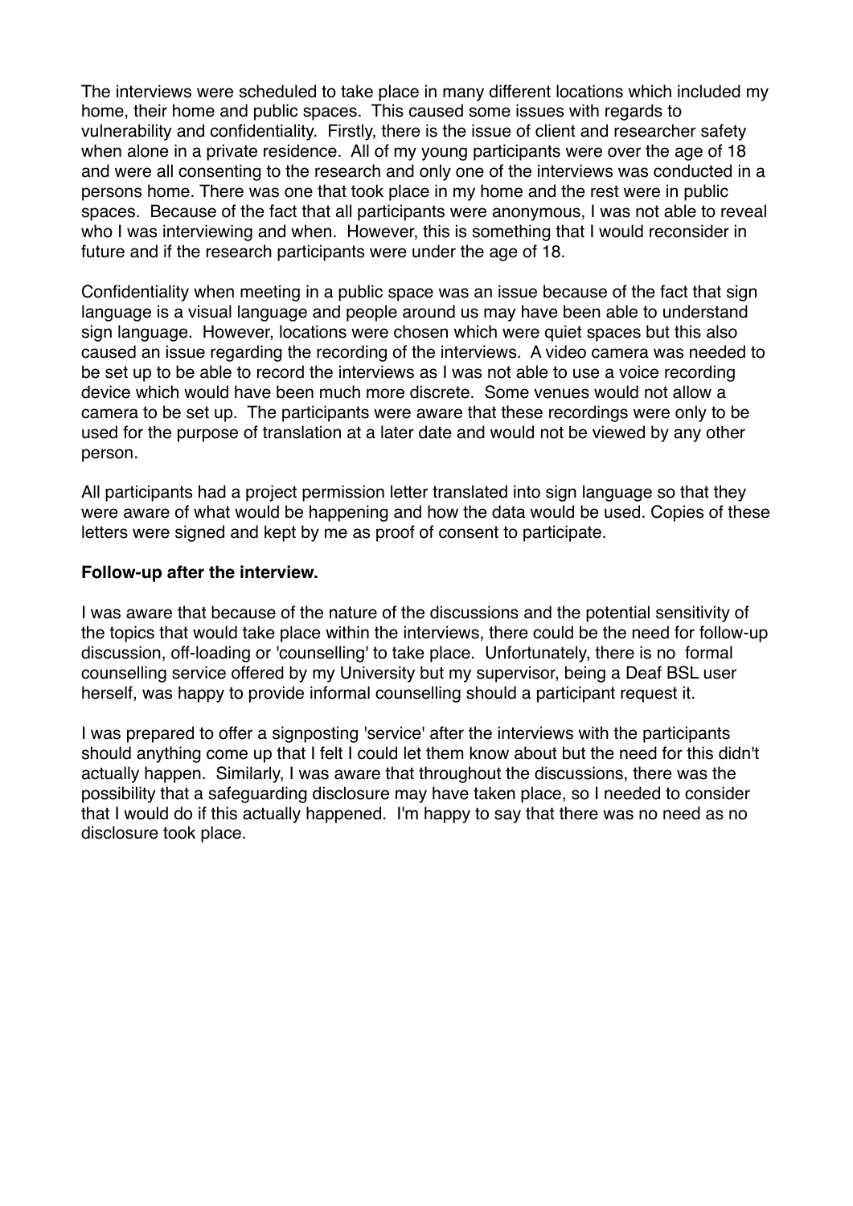The interviews were scheduled to take place in many different locations which included my home, their home and public spaces. This caused some issues with regards to vulnerability and confidentiality. Firstly, there is the issue of client and researcher safety when alone in a private residence. All of my young participants were over the age of 18 and were all consenting to the research and only one of the interviews was conducted in a persons home. There was one that took place in my home and the rest were in public spaces. Because of the fact that all participants were anonymous, I was not able to reveal who I was interviewing and when. However, this is something that I would reconsider in future and if the research participants were under the age of 18.

Confidentiality when meeting in a public space was an issue because of the fact that sign language is a visual language and people around us may have been able to understand sign language. However, locations were chosen which were quiet spaces but this also caused an issue regarding the recording of the interviews. A video camera was needed to be set up to be able to record the interviews as I was not able to use a voice recording device which would have been much more discrete. Some venues would not allow a camera to be set up. The participants were aware that these recordings were only to be used for the purpose of translation at a later date and would not be viewed by any other person.

All participants had a project permission letter translated into sign language so that they were aware of what would be happening and how the data would be used. Copies of these letters were signed and kept by me as proof of consent to participate.

**Follow-up after the interview.**

I was aware that because of the nature of the discussions and the potential sensitivity of the topics that would take place within the interviews, there could be the need for follow-up discussion, off-loading or 'counselling' to take place. Unfortunately, there is no formal counselling service offered by my University but my supervisor, being a Deaf BSL user herself, was happy to provide informal counselling should a participant request it.

I was prepared to offer a signposting 'service' after the interviews with the participants should anything come up that I felt I could let them know about but the need for this didn't actually happen. Similarly, I was aware that throughout the discussions, there was the possibility that a safeguarding disclosure may have taken place, so I needed to consider that I would do if this actually happened. I'm happy to say that there was no need as no disclosure took place.